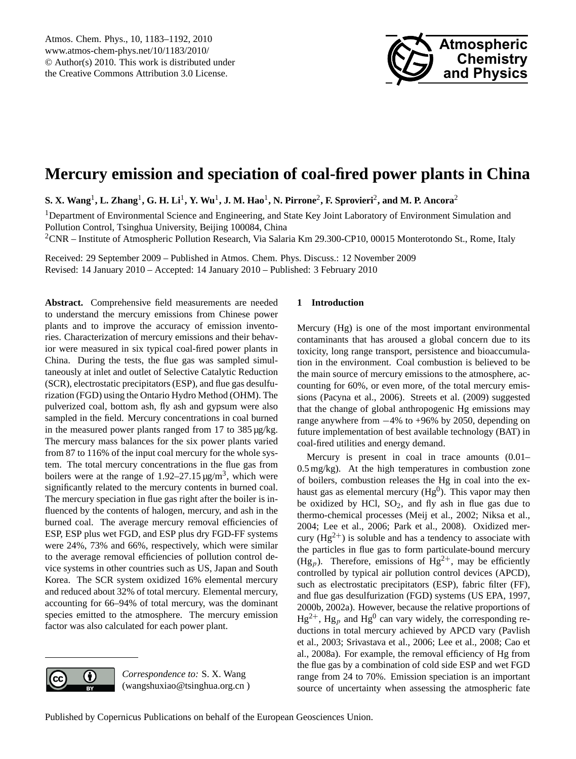# Mercury emission and speciation of coal-fired power plants in China

**S. X. Wang[1], L. Zhang[1], G. H. Li[1], Y. Wu[1], J. M. Hao[1], N. Pirrone[2], F. Sprovieri[2], and M. P. Ancora[2]**

[1]Department of Environmental Science and Engineering, and State Key Joint Laboratory of Environment Simulation and Pollution Control, Tsinghua University, Beijing 100084, China

[2]CNR – Institute of Atmospheric Pollution Research, Via Salaria Km 29.300-CP10, 00015 Monterotondo St., Rome, Italy

Received: 29 September 2009 – Published in Atmos. Chem. Phys. Discuss.: 12 November 2009
Revised: 14 January 2010 – Accepted: 14 January 2010 – Published: 3 February 2010

**Abstract.** Comprehensive field measurements are needed to understand the mercury emissions from Chinese power plants and to improve the accuracy of emission inventories. Characterization of mercury emissions and their behavior were measured in six typical coal-fired power plants in China. During the tests, the flue gas was sampled simultaneously at inlet and outlet of Selective Catalytic Reduction (SCR), electrostatic precipitators (ESP), and flue gas desulfurization (FGD) using the Ontario Hydro Method (OHM). The pulverized coal, bottom ash, fly ash and gypsum were also sampled in the field. Mercury concentrations in coal burned in the measured power plants ranged from 17 to 385 µg/kg. The mercury mass balances for the six power plants varied from 87 to 116% of the input coal mercury for the whole system. The total mercury concentrations in the flue gas from boilers were at the range of 1.92–27.15 µg/m$^3$, which were significantly related to the mercury contents in burned coal. The mercury speciation in flue gas right after the boiler is influenced by the contents of halogen, mercury, and ash in the burned coal. The average mercury removal efficiencies of ESP, ESP plus wet FGD, and ESP plus dry FGD-FF systems were 24%, 73% and 66%, respectively, which were similar to the average removal efficiencies of pollution control device systems in other countries such as US, Japan and South Korea. The SCR system oxidized 16% elemental mercury and reduced about 32% of total mercury. Elemental mercury, accounting for 66–94% of total mercury, was the dominant species emitted to the atmosphere. The mercury emission factor was also calculated for each power plant.

*Correspondence to:* S. X. Wang (wangshuxiao@tsinghua.org.cn )

## 1 Introduction

Mercury (Hg) is one of the most important environmental contaminants that has aroused a global concern due to its toxicity, long range transport, persistence and bioaccumulation in the environment. Coal combustion is believed to be the main source of mercury emissions to the atmosphere, accounting for 60%, or even more, of the total mercury emissions (Pacyna et al., 2006). Streets et al. (2009) suggested that the change of global anthropogenic Hg emissions may range anywhere from −4% to +96% by 2050, depending on future implementation of best available technology (BAT) in coal-fired utilities and energy demand.

Mercury is present in coal in trace amounts (0.01–0.5 mg/kg). At the high temperatures in combustion zone of boilers, combustion releases the Hg in coal into the exhaust gas as elemental mercury ($Hg^0$). This vapor may then be oxidized by HCl, $SO_2$, and fly ash in flue gas due to thermo-chemical processes (Meij et al., 2002; Niksa et al., 2004; Lee et al., 2006; Park et al., 2008). Oxidized mercury ($Hg^{2+}$) is soluble and has a tendency to associate with the particles in flue gas to form particulate-bound mercury ($Hg_p$). Therefore, emissions of $Hg^{2+}$, may be efficiently controlled by typical air pollution control devices (APCD), such as electrostatic precipitators (ESP), fabric filter (FF), and flue gas desulfurization (FGD) systems (US EPA, 1997, 2000b, 2002a). However, because the relative proportions of $Hg^{2+}$, $Hg_p$ and $Hg^0$ can vary widely, the corresponding reductions in total mercury achieved by APCD vary (Pavlish et al., 2003; Srivastava et al., 2006; Lee et al., 2008; Cao et al., 2008a). For example, the removal efficiency of Hg from the flue gas by a combination of cold side ESP and wet FGD range from 24 to 70%. Emission speciation is an important source of uncertainty when assessing the atmospheric fate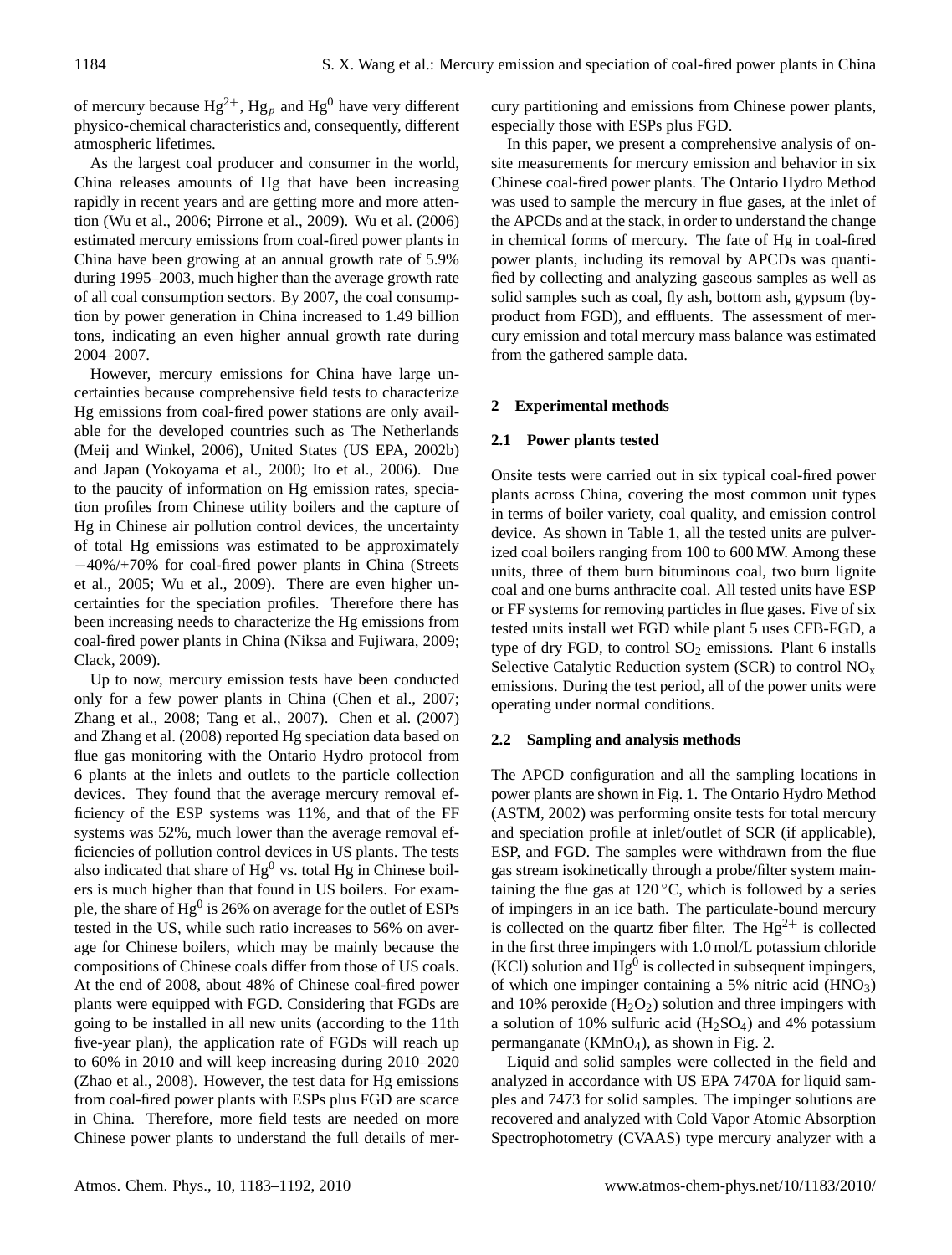of mercury because $Hg^{2+}$, $Hg_p$ and $Hg^0$ have very different physico-chemical characteristics and, consequently, different atmospheric lifetimes.

As the largest coal producer and consumer in the world, China releases amounts of Hg that have been increasing rapidly in recent years and are getting more and more attention (Wu et al., 2006; Pirrone et al., 2009). Wu et al. (2006) estimated mercury emissions from coal-fired power plants in China have been growing at an annual growth rate of 5.9% during 1995–2003, much higher than the average growth rate of all coal consumption sectors. By 2007, the coal consumption by power generation in China increased to 1.49 billion tons, indicating an even higher annual growth rate during 2004–2007.

However, mercury emissions for China have large uncertainties because comprehensive field tests to characterize Hg emissions from coal-fired power stations are only available for the developed countries such as The Netherlands (Meij and Winkel, 2006), United States (US EPA, 2002b) and Japan (Yokoyama et al., 2000; Ito et al., 2006). Due to the paucity of information on Hg emission rates, speciation profiles from Chinese utility boilers and the capture of Hg in Chinese air pollution control devices, the uncertainty of total Hg emissions was estimated to be approximately −40%/+70% for coal-fired power plants in China (Streets et al., 2005; Wu et al., 2009). There are even higher uncertainties for the speciation profiles. Therefore there has been increasing needs to characterize the Hg emissions from coal-fired power plants in China (Niksa and Fujiwara, 2009; Clack, 2009).

Up to now, mercury emission tests have been conducted only for a few power plants in China (Chen et al., 2007; Zhang et al., 2008; Tang et al., 2007). Chen et al. (2007) and Zhang et al. (2008) reported Hg speciation data based on flue gas monitoring with the Ontario Hydro protocol from 6 plants at the inlets and outlets to the particle collection devices. They found that the average mercury removal efficiency of the ESP systems was 11%, and that of the FF systems was 52%, much lower than the average removal efficiencies of pollution control devices in US plants. The tests also indicated that share of $Hg^0$ vs. total Hg in Chinese boilers is much higher than that found in US boilers. For example, the share of $Hg^0$ is 26% on average for the outlet of ESPs tested in the US, while such ratio increases to 56% on average for Chinese boilers, which may be mainly because the compositions of Chinese coals differ from those of US coals. At the end of 2008, about 48% of Chinese coal-fired power plants were equipped with FGD. Considering that FGDs are going to be installed in all new units (according to the 11th five-year plan), the application rate of FGDs will reach up to 60% in 2010 and will keep increasing during 2010–2020 (Zhao et al., 2008). However, the test data for Hg emissions from coal-fired power plants with ESPs plus FGD are scarce in China. Therefore, more field tests are needed on more Chinese power plants to understand the full details of mercury partitioning and emissions from Chinese power plants, especially those with ESPs plus FGD.

In this paper, we present a comprehensive analysis of onsite measurements for mercury emission and behavior in six Chinese coal-fired power plants. The Ontario Hydro Method was used to sample the mercury in flue gases, at the inlet of the APCDs and at the stack, in order to understand the change in chemical forms of mercury. The fate of Hg in coal-fired power plants, including its removal by APCDs was quantified by collecting and analyzing gaseous samples as well as solid samples such as coal, fly ash, bottom ash, gypsum (by-product from FGD), and effluents. The assessment of mercury emission and total mercury mass balance was estimated from the gathered sample data.

## 2 Experimental methods

### 2.1 Power plants tested

Onsite tests were carried out in six typical coal-fired power plants across China, covering the most common unit types in terms of boiler variety, coal quality, and emission control device. As shown in Table 1, all the tested units are pulverized coal boilers ranging from 100 to 600 MW. Among these units, three of them burn bituminous coal, two burn lignite coal and one burns anthracite coal. All tested units have ESP or FF systems for removing particles in flue gases. Five of six tested units install wet FGD while plant 5 uses CFB-FGD, a type of dry FGD, to control $SO_2$ emissions. Plant 6 installs Selective Catalytic Reduction system (SCR) to control $NO_x$ emissions. During the test period, all of the power units were operating under normal conditions.

### 2.2 Sampling and analysis methods

The APCD configuration and all the sampling locations in power plants are shown in Fig. 1. The Ontario Hydro Method (ASTM, 2002) was performing onsite tests for total mercury and speciation profile at inlet/outlet of SCR (if applicable), ESP, and FGD. The samples were withdrawn from the flue gas stream isokinetically through a probe/filter system maintaining the flue gas at 120 °C, which is followed by a series of impingers in an ice bath. The particulate-bound mercury is collected on the quartz fiber filter. The $Hg^{2+}$ is collected in the first three impingers with 1.0 mol/L potassium chloride (KCl) solution and $Hg^0$ is collected in subsequent impingers, of which one impinger containing a 5% nitric acid ($HNO_3$) and 10% peroxide ($H_2O_2$) solution and three impingers with a solution of 10% sulfuric acid ($H_2SO_4$) and 4% potassium permanganate ($KMnO_4$), as shown in Fig. 2.

Liquid and solid samples were collected in the field and analyzed in accordance with US EPA 7470A for liquid samples and 7473 for solid samples. The impinger solutions are recovered and analyzed with Cold Vapor Atomic Absorption Spectrophotometry (CVAAS) type mercury analyzer with a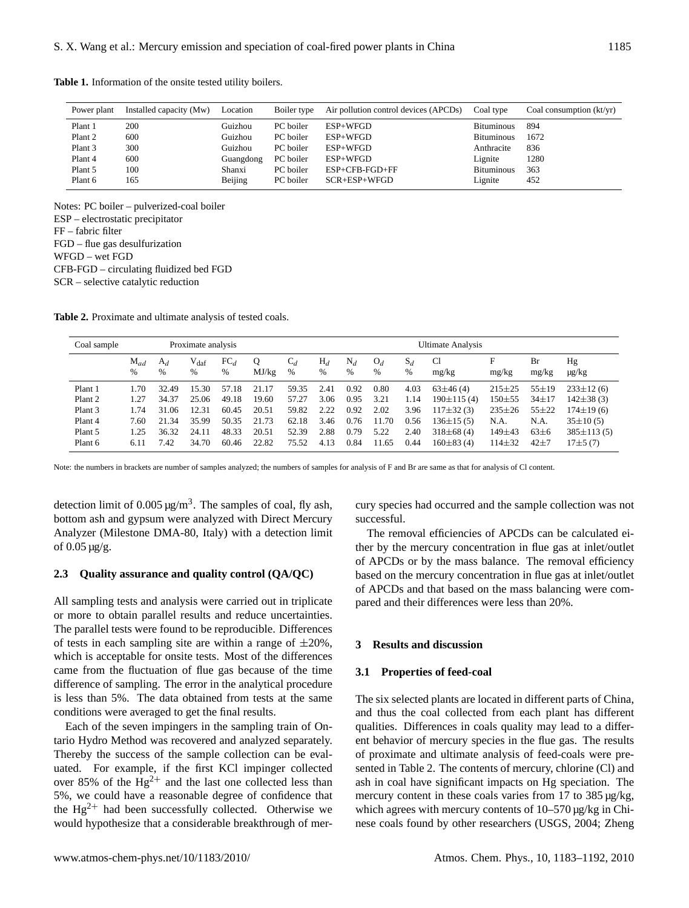**Table 1.** Information of the onsite tested utility boilers.

| Power plant | Installed capacity (Mw) | Location | Boiler type | Air pollution control devices (APCDs) | Coal type | Coal consumption (kt/yr) |
|---|---|---|---|---|---|---|
| Plant 1 | 200 | Guizhou | PC boiler | ESP+WFGD | Bituminous | 894 |
| Plant 2 | 600 | Guizhou | PC boiler | ESP+WFGD | Bituminous | 1672 |
| Plant 3 | 300 | Guizhou | PC boiler | ESP+WFGD | Anthracite | 836 |
| Plant 4 | 600 | Guangdong | PC boiler | ESP+WFGD | Lignite | 1280 |
| Plant 5 | 100 | Shanxi | PC boiler | ESP+CFB-FGD+FF | Bituminous | 363 |
| Plant 6 | 165 | Beijing | PC boiler | SCR+ESP+WFGD | Lignite | 452 |

Notes: PC boiler – pulverized-coal boiler
ESP – electrostatic precipitator
FF – fabric filter
FGD – flue gas desulfurization
WFGD – wet FGD
CFB-FGD – circulating fluidized bed FGD
SCR – selective catalytic reduction

**Table 2.** Proximate and ultimate analysis of tested coals.

| Coal sample | Proximate analysis | | | | | Ultimate Analysis | | | | | | | | |
|---|---|---|---|---|---|---|---|---|---|---|---|---|---|---|
| | $M_{ad}$ % | $A_d$ % | $V_{daf}$ % | $FC_d$ % | Q MJ/kg | $C_d$ % | $H_d$ % | $N_d$ % | $O_d$ % | $S_d$ % | Cl mg/kg | F mg/kg | Br mg/kg | Hg µg/kg |
| Plant 1 | 1.70 | 32.49 | 15.30 | 57.18 | 21.17 | 59.35 | 2.41 | 0.92 | 0.80 | 4.03 | 63±46 (4) | 215±25 | 55±19 | 233±12 (6) |
| Plant 2 | 1.27 | 34.37 | 25.06 | 49.18 | 19.60 | 57.27 | 3.06 | 0.95 | 3.21 | 1.14 | 190±115 (4) | 150±55 | 34±17 | 142±38 (3) |
| Plant 3 | 1.74 | 31.06 | 12.31 | 60.45 | 20.51 | 59.82 | 2.22 | 0.92 | 2.02 | 3.96 | 117±32 (3) | 235±26 | 55±22 | 174±19 (6) |
| Plant 4 | 7.60 | 21.34 | 35.99 | 50.35 | 21.73 | 62.18 | 3.46 | 0.76 | 11.70 | 0.56 | 136±15 (5) | N.A. | N.A. | 35±10 (5) |
| Plant 5 | 1.25 | 36.32 | 24.11 | 48.33 | 20.51 | 52.39 | 2.88 | 0.79 | 5.22 | 2.40 | 318±68 (4) | 149±43 | 63±6 | 385±113 (5) |
| Plant 6 | 6.11 | 7.42 | 34.70 | 60.46 | 22.82 | 75.52 | 4.13 | 0.84 | 11.65 | 0.44 | 160±83 (4) | 114±32 | 42±7 | 17±5 (7) |

Note: the numbers in brackets are number of samples analyzed; the numbers of samples for analysis of F and Br are same as that for analysis of Cl content.

detection limit of 0.005 µg/m$^3$. The samples of coal, fly ash, bottom ash and gypsum were analyzed with Direct Mercury Analyzer (Milestone DMA-80, Italy) with a detection limit of 0.05 µg/g.

### 2.3 Quality assurance and quality control (QA/QC)

All sampling tests and analysis were carried out in triplicate or more to obtain parallel results and reduce uncertainties. The parallel tests were found to be reproducible. Differences of tests in each sampling site are within a range of ±20%, which is acceptable for onsite tests. Most of the differences came from the fluctuation of flue gas because of the time difference of sampling. The error in the analytical procedure is less than 5%. The data obtained from tests at the same conditions were averaged to get the final results.

Each of the seven impingers in the sampling train of Ontario Hydro Method was recovered and analyzed separately. Thereby the success of the sample collection can be evaluated. For example, if the first KCl impinger collected over 85% of the $Hg^{2+}$ and the last one collected less than 5%, we could have a reasonable degree of confidence that the $Hg^{2+}$ had been successfully collected. Otherwise we would hypothesize that a considerable breakthrough of mercury species had occurred and the sample collection was not successful.

The removal efficiencies of APCDs can be calculated either by the mercury concentration in flue gas at inlet/outlet of APCDs or by the mass balance. The removal efficiency based on the mercury concentration in flue gas at inlet/outlet of APCDs and that based on the mass balancing were compared and their differences were less than 20%.

## 3 Results and discussion

### 3.1 Properties of feed-coal

The six selected plants are located in different parts of China, and thus the coal collected from each plant has different qualities. Differences in coals quality may lead to a different behavior of mercury species in the flue gas. The results of proximate and ultimate analysis of feed-coals were presented in Table 2. The contents of mercury, chlorine (Cl) and ash in coal have significant impacts on Hg speciation. The mercury content in these coals varies from 17 to 385 µg/kg, which agrees with mercury contents of 10–570 µg/kg in Chinese coals found by other researchers (USGS, 2004; Zheng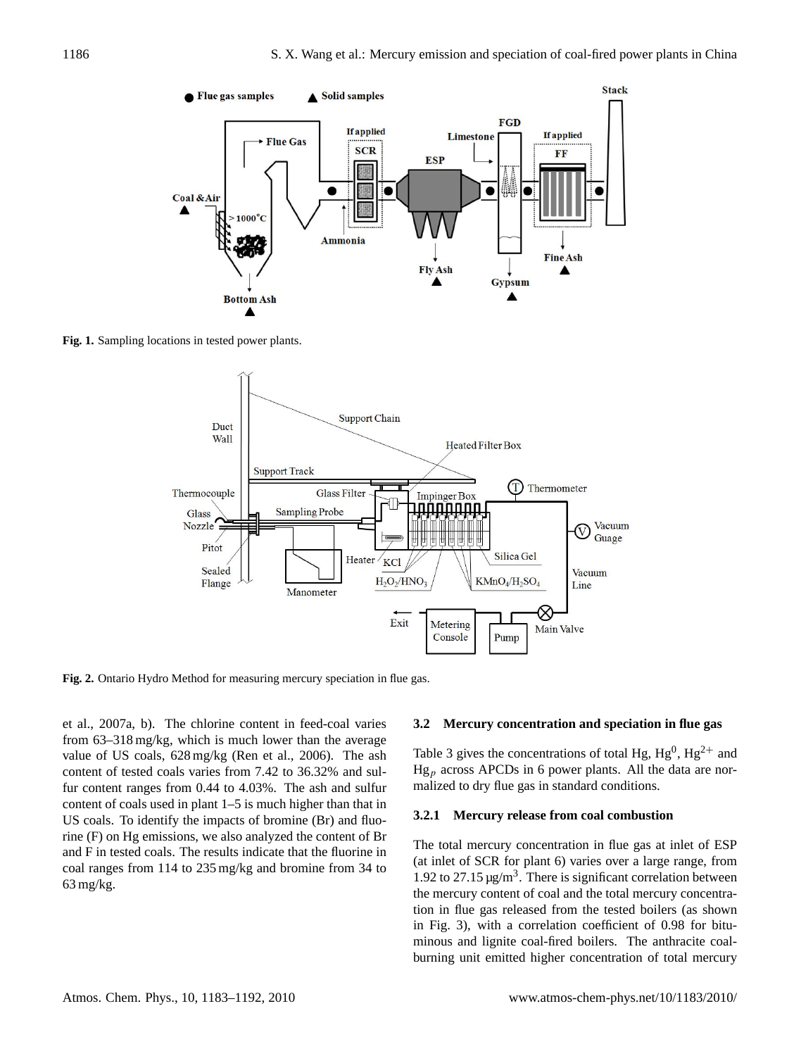**Fig. 1.** Sampling locations in tested power plants.

**Fig. 2.** Ontario Hydro Method for measuring mercury speciation in flue gas.

et al., 2007a, b). The chlorine content in feed-coal varies from 63–318 mg/kg, which is much lower than the average value of US coals, 628 mg/kg (Ren et al., 2006). The ash content of tested coals varies from 7.42 to 36.32% and sulfur content ranges from 0.44 to 4.03%. The ash and sulfur content of coals used in plant 1–5 is much higher than that in US coals. To identify the impacts of bromine (Br) and fluorine (F) on Hg emissions, we also analyzed the content of Br and F in tested coals. The results indicate that the fluorine in coal ranges from 114 to 235 mg/kg and bromine from 34 to 63 mg/kg.

### 3.2 Mercury concentration and speciation in flue gas

Table 3 gives the concentrations of total Hg, $Hg^0$, $Hg^{2+}$ and $Hg_p$ across APCDs in 6 power plants. All the data are normalized to dry flue gas in standard conditions.

#### 3.2.1 Mercury release from coal combustion

The total mercury concentration in flue gas at inlet of ESP (at inlet of SCR for plant 6) varies over a large range, from 1.92 to 27.15 µg/m$^3$. There is significant correlation between the mercury content of coal and the total mercury concentration in flue gas released from the tested boilers (as shown in Fig. 3), with a correlation coefficient of 0.98 for bituminous and lignite coal-fired boilers. The anthracite coal-burning unit emitted higher concentration of total mercury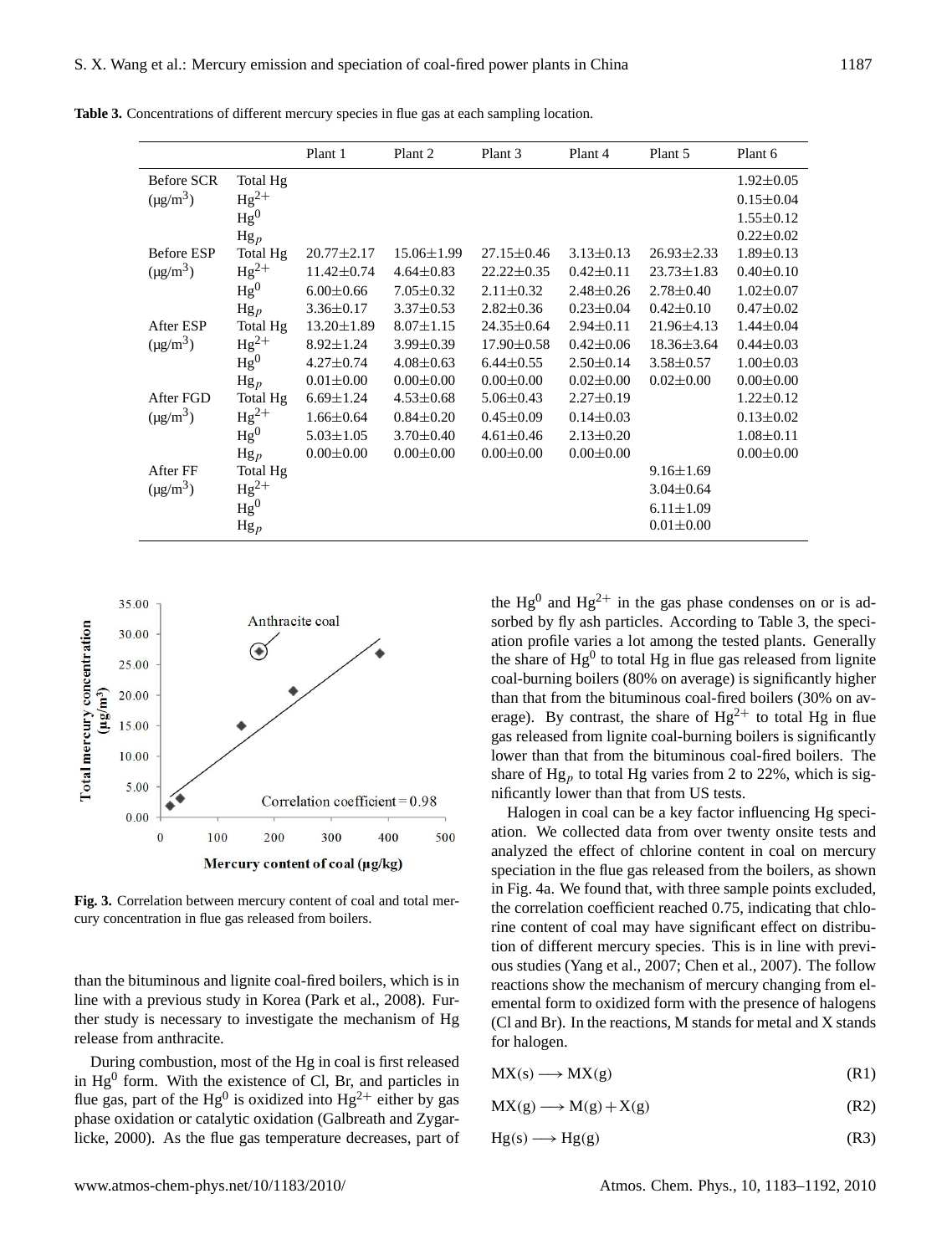**Table 3.** Concentrations of different mercury species in flue gas at each sampling location.

| | | Plant 1 | Plant 2 | Plant 3 | Plant 4 | Plant 5 | Plant 6 |
|---|---|---|---|---|---|---|---|
| Before SCR ($\mu g/m^3$) | Total Hg | | | | | | 1.92±0.05 |
| | $Hg^{2+}$ | | | | | | 0.15±0.04 |
| | $Hg^0$ | | | | | | 1.55±0.12 |
| | $Hg_p$ | | | | | | 0.22±0.02 |
| Before ESP ($\mu g/m^3$) | Total Hg | 20.77±2.17 | 15.06±1.99 | 27.15±0.46 | 3.13±0.13 | 26.93±2.33 | 1.89±0.13 |
| | $Hg^{2+}$ | 11.42±0.74 | 4.64±0.83 | 22.22±0.35 | 0.42±0.11 | 23.73±1.83 | 0.40±0.10 |
| | $Hg^0$ | 6.00±0.66 | 7.05±0.32 | 2.11±0.32 | 2.48±0.26 | 2.78±0.40 | 1.02±0.07 |
| | $Hg_p$ | 3.36±0.17 | 3.37±0.53 | 2.82±0.36 | 0.23±0.04 | 0.42±0.10 | 0.47±0.02 |
| After ESP ($\mu g/m^3$) | Total Hg | 13.20±1.89 | 8.07±1.15 | 24.35±0.64 | 2.94±0.11 | 21.96±4.13 | 1.44±0.04 |
| | $Hg^{2+}$ | 8.92±1.24 | 3.99±0.39 | 17.90±0.58 | 0.42±0.06 | 18.36±3.64 | 0.44±0.03 |
| | $Hg^0$ | 4.27±0.74 | 4.08±0.63 | 6.44±0.55 | 2.50±0.14 | 3.58±0.57 | 1.00±0.03 |
| | $Hg_p$ | 0.01±0.00 | 0.00±0.00 | 0.00±0.00 | 0.02±0.00 | 0.02±0.00 | 0.00±0.00 |
| After FGD ($\mu g/m^3$) | Total Hg | 6.69±1.24 | 4.53±0.68 | 5.06±0.43 | 2.27±0.19 | | 1.22±0.12 |
| | $Hg^{2+}$ | 1.66±0.64 | 0.84±0.20 | 0.45±0.09 | 0.14±0.03 | | 0.13±0.02 |
| | $Hg^0$ | 5.03±1.05 | 3.70±0.40 | 4.61±0.46 | 2.13±0.20 | | 1.08±0.11 |
| | $Hg_p$ | 0.00±0.00 | 0.00±0.00 | 0.00±0.00 | 0.00±0.00 | | 0.00±0.00 |
| After FF ($\mu g/m^3$) | Total Hg | | | | | 9.16±1.69 | |
| | $Hg^{2+}$ | | | | | 3.04±0.64 | |
| | $Hg^0$ | | | | | 6.11±1.09 | |
| | $Hg_p$ | | | | | 0.01±0.00 | |

**Fig. 3.** Correlation between mercury content of coal and total mercury concentration in flue gas released from boilers.

than the bituminous and lignite coal-fired boilers, which is in line with a previous study in Korea (Park et al., 2008). Further study is necessary to investigate the mechanism of Hg release from anthracite.

During combustion, most of the Hg in coal is first released in $Hg^0$ form. With the existence of Cl, Br, and particles in flue gas, part of the $Hg^0$ is oxidized into $Hg^{2+}$ either by gas phase oxidation or catalytic oxidation (Galbreath and Zygarlicke, 2000). As the flue gas temperature decreases, part of the $Hg^0$ and $Hg^{2+}$ in the gas phase condenses on or is adsorbed by fly ash particles. According to Table 3, the speciation profile varies a lot among the tested plants. Generally the share of $Hg^0$ to total Hg in flue gas released from lignite coal-burning boilers (80% on average) is significantly higher than that from the bituminous coal-fired boilers (30% on average). By contrast, the share of $Hg^{2+}$ to total Hg in flue gas released from lignite coal-burning boilers is significantly lower than that from the bituminous coal-fired boilers. The share of $Hg_p$ to total Hg varies from 2 to 22%, which is significantly lower than that from US tests.

Halogen in coal can be a key factor influencing Hg speciation. We collected data from over twenty onsite tests and analyzed the effect of chlorine content in coal on mercury speciation in the flue gas released from the boilers, as shown in Fig. 4a. We found that, with three sample points excluded, the correlation coefficient reached 0.75, indicating that chlorine content of coal may have significant effect on distribution of different mercury species. This is in line with previous studies (Yang et al., 2007; Chen et al., 2007). The follow reactions show the mechanism of mercury changing from elemental form to oxidized form with the presence of halogens (Cl and Br). In the reactions, M stands for metal and X stands for halogen.

$$MX(s) \longrightarrow MX(g) \quad \text{(R1)}$$

$$MX(g) \longrightarrow M(g) + X(g) \quad \text{(R2)}$$

$$Hg(s) \longrightarrow Hg(g) \quad \text{(R3)}$$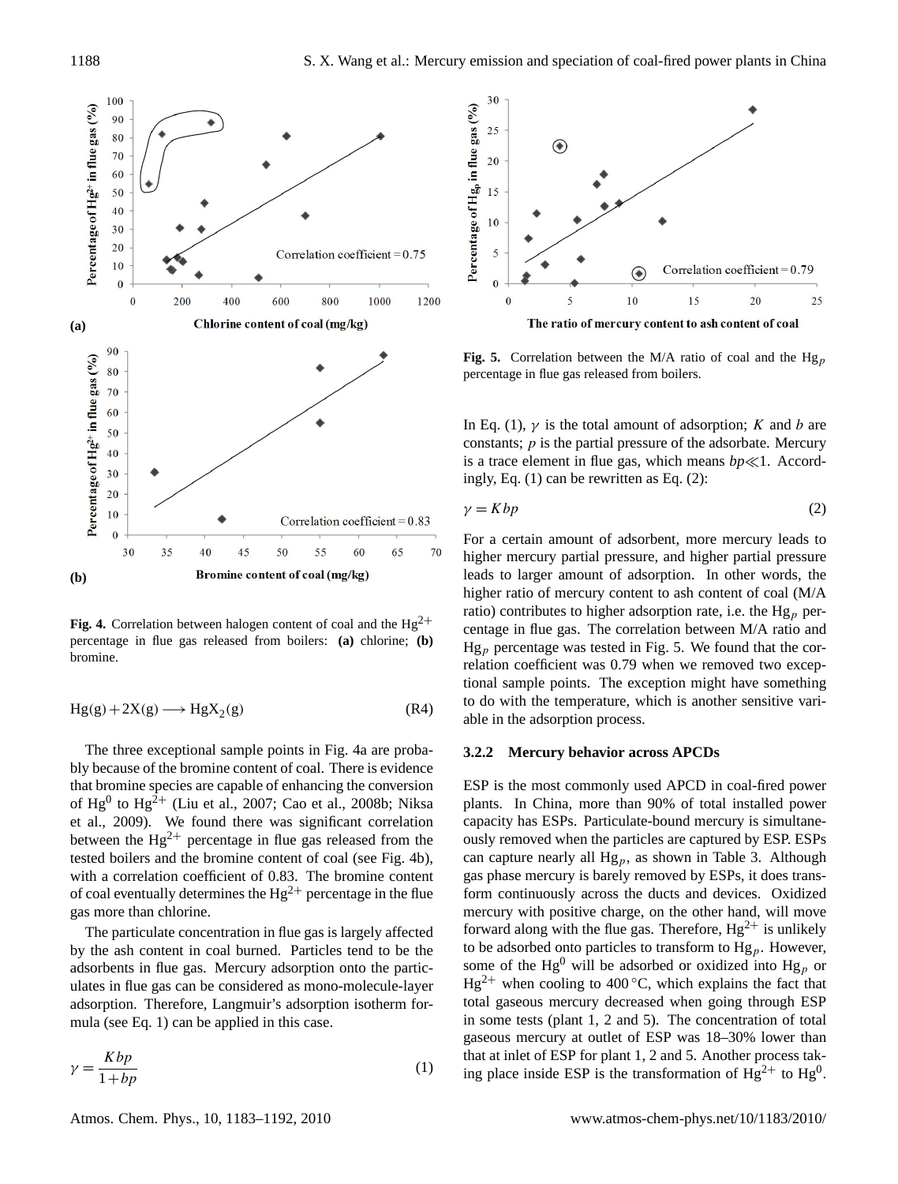Fig. 4. Correlation between halogen content of coal and the $Hg^{2+}$ percentage in flue gas released from boilers: **(a)** chlorine; **(b)** bromine.

$$Hg(g) + 2X(g) \longrightarrow HgX_2(g) \tag{R4}$$

The three exceptional sample points in Fig. 4a are probably because of the bromine content of coal. There is evidence that bromine species are capable of enhancing the conversion of $Hg^0$ to $Hg^{2+}$ (Liu et al., 2007; Cao et al., 2008b; Niksa et al., 2009). We found there was significant correlation between the $Hg^{2+}$ percentage in flue gas released from the tested boilers and the bromine content of coal (see Fig. 4b), with a correlation coefficient of 0.83. The bromine content of coal eventually determines the $Hg^{2+}$ percentage in the flue gas more than chlorine.

The particulate concentration in flue gas is largely affected by the ash content in coal burned. Particles tend to be the adsorbents in flue gas. Mercury adsorption onto the particulates in flue gas can be considered as mono-molecule-layer adsorption. Therefore, Langmuir's adsorption isotherm formula (see Eq. 1) can be applied in this case.

$$\gamma = \frac{Kbp}{1+bp} \tag{1}$$

Fig. 5. Correlation between the M/A ratio of coal and the $Hg_p$ percentage in flue gas released from boilers.

In Eq. (1), $\gamma$ is the total amount of adsorption; $K$ and $b$ are constants; $p$ is the partial pressure of the adsorbate. Mercury is a trace element in flue gas, which means $bp \ll 1$. Accordingly, Eq. (1) can be rewritten as Eq. (2):

$$\gamma = Kbp \tag{2}$$

For a certain amount of adsorbent, more mercury leads to higher mercury partial pressure, and higher partial pressure leads to larger amount of adsorption. In other words, the higher ratio of mercury content to ash content of coal (M/A ratio) contributes to higher adsorption rate, i.e. the $Hg_p$ percentage in flue gas. The correlation between M/A ratio and $Hg_p$ percentage was tested in Fig. 5. We found that the correlation coefficient was 0.79 when we removed two exceptional sample points. The exception might have something to do with the temperature, which is another sensitive variable in the adsorption process.

### 3.2.2 Mercury behavior across APCDs

ESP is the most commonly used APCD in coal-fired power plants. In China, more than 90% of total installed power capacity has ESPs. Particulate-bound mercury is simultaneously removed when the particles are captured by ESP. ESPs can capture nearly all $Hg_p$, as shown in Table 3. Although gas phase mercury is barely removed by ESPs, it does transform continuously across the ducts and devices. Oxidized mercury with positive charge, on the other hand, will move forward along with the flue gas. Therefore, $Hg^{2+}$ is unlikely to be adsorbed onto particles to transform to $Hg_p$. However, some of the $Hg^0$ will be adsorbed or oxidized into $Hg_p$ or $Hg^{2+}$ when cooling to 400 °C, which explains the fact that total gaseous mercury decreased when going through ESP in some tests (plant 1, 2 and 5). The concentration of total gaseous mercury at outlet of ESP was 18–30% lower than that at inlet of ESP for plant 1, 2 and 5. Another process taking place inside ESP is the transformation of $Hg^{2+}$ to $Hg^0$.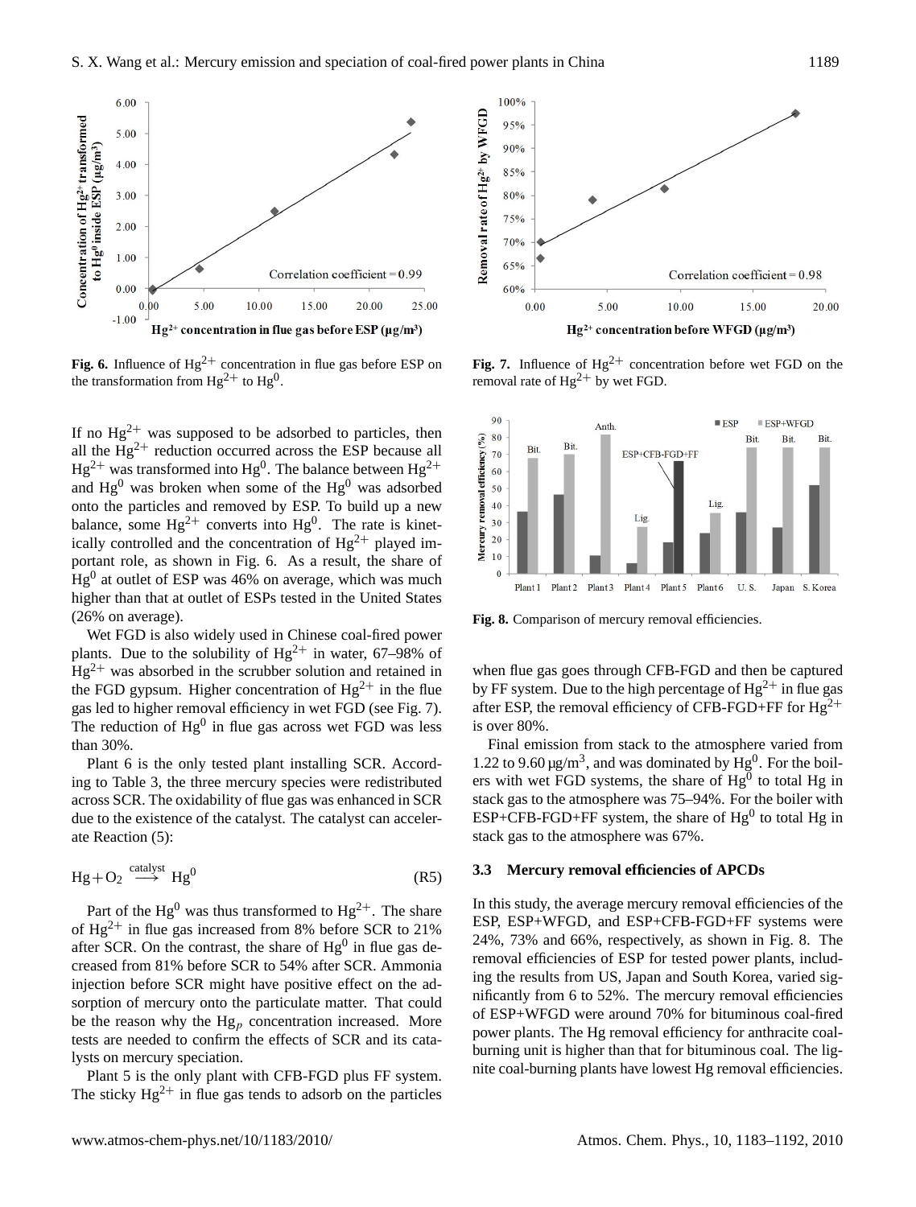**Fig. 6.** Influence of $Hg^{2+}$ concentration in flue gas before ESP on the transformation from $Hg^{2+}$ to $Hg^0$.

**Fig. 7.** Influence of $Hg^{2+}$ concentration before wet FGD on the removal rate of $Hg^{2+}$ by wet FGD.

**Fig. 8.** Comparison of mercury removal efficiencies.

If no $Hg^{2+}$ was supposed to be adsorbed to particles, then all the $Hg^{2+}$ reduction occurred across the ESP because all $Hg^{2+}$ was transformed into $Hg^0$. The balance between $Hg^{2+}$ and $Hg^0$ was broken when some of the $Hg^0$ was adsorbed onto the particles and removed by ESP. To build up a new balance, some $Hg^{2+}$ converts into $Hg^0$. The rate is kinetically controlled and the concentration of $Hg^{2+}$ played important role, as shown in Fig. 6. As a result, the share of $Hg^0$ at outlet of ESP was 46% on average, which was much higher than that at outlet of ESPs tested in the United States (26% on average).

Wet FGD is also widely used in Chinese coal-fired power plants. Due to the solubility of $Hg^{2+}$ in water, 67–98% of $Hg^{2+}$ was absorbed in the scrubber solution and retained in the FGD gypsum. Higher concentration of $Hg^{2+}$ in the flue gas led to higher removal efficiency in wet FGD (see Fig. 7). The reduction of $Hg^0$ in flue gas across wet FGD was less than 30%.

Plant 6 is the only tested plant installing SCR. According to Table 3, the three mercury species were redistributed across SCR. The oxidability of flue gas was enhanced in SCR due to the existence of the catalyst. The catalyst can accelerate Reaction (5):

$$Hg + O_2 \xrightarrow{\text{catalyst}} Hg^0 \qquad \text{(R5)}$$

Part of the $Hg^0$ was thus transformed to $Hg^{2+}$. The share of $Hg^{2+}$ in flue gas increased from 8% before SCR to 21% after SCR. On the contrast, the share of $Hg^0$ in flue gas decreased from 81% before SCR to 54% after SCR. Ammonia injection before SCR might have positive effect on the adsorption of mercury onto the particulate matter. That could be the reason why the $Hg_p$ concentration increased. More tests are needed to confirm the effects of SCR and its catalysts on mercury speciation.

Plant 5 is the only plant with CFB-FGD plus FF system. The sticky $Hg^{2+}$ in flue gas tends to adsorb on the particles when flue gas goes through CFB-FGD and then be captured by FF system. Due to the high percentage of $Hg^{2+}$ in flue gas after ESP, the removal efficiency of CFB-FGD+FF for $Hg^{2+}$ is over 80%.

Final emission from stack to the atmosphere varied from 1.22 to 9.60 µg/m$^3$, and was dominated by $Hg^0$. For the boilers with wet FGD systems, the share of $Hg^0$ to total Hg in stack gas to the atmosphere was 75–94%. For the boiler with ESP+CFB-FGD+FF system, the share of $Hg^0$ to total Hg in stack gas to the atmosphere was 67%.

### 3.3 Mercury removal efficiencies of APCDs

In this study, the average mercury removal efficiencies of the ESP, ESP+WFGD, and ESP+CFB-FGD+FF systems were 24%, 73% and 66%, respectively, as shown in Fig. 8. The removal efficiencies of ESP for tested power plants, including the results from US, Japan and South Korea, varied significantly from 6 to 52%. The mercury removal efficiencies of ESP+WFGD were around 70% for bituminous coal-fired power plants. The Hg removal efficiency for anthracite coal-burning unit is higher than that for bituminous coal. The lignite coal-burning plants have lowest Hg removal efficiencies.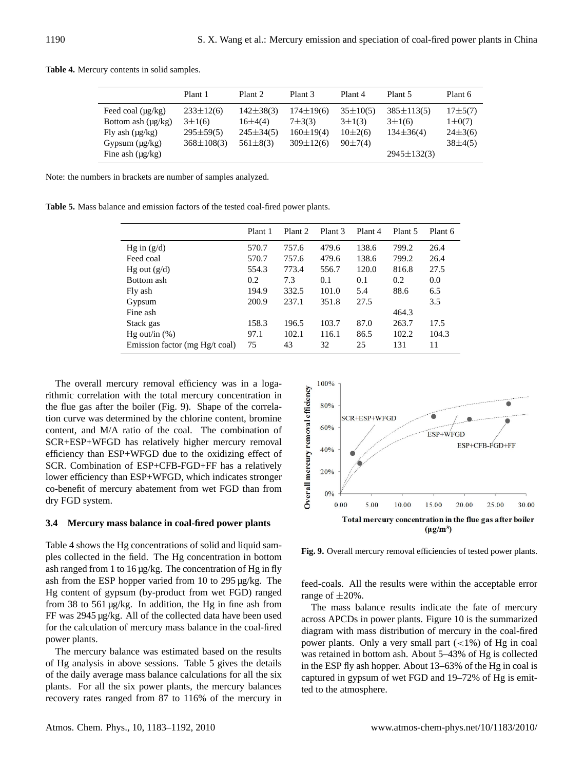**Table 4.** Mercury contents in solid samples.

| | Plant 1 | Plant 2 | Plant 3 | Plant 4 | Plant 5 | Plant 6 |
|---|---|---|---|---|---|---|
| Feed coal (µg/kg) | 233±12(6) | 142±38(3) | 174±19(6) | 35±10(5) | 385±113(5) | 17±5(7) |
| Bottom ash (µg/kg) | 3±1(6) | 16±4(4) | 7±3(3) | 3±1(3) | 3±1(6) | 1±0(7) |
| Fly ash (µg/kg) | 295±59(5) | 245±34(5) | 160±19(4) | 10±2(6) | 134±36(4) | 24±3(6) |
| Gypsum (µg/kg) | 368±108(3) | 561±8(3) | 309±12(6) | 90±7(4) | | 38±4(5) |
| Fine ash (µg/kg) | | | | | 2945±132(3) | |

Note: the numbers in brackets are number of samples analyzed.

**Table 5.** Mass balance and emission factors of the tested coal-fired power plants.

| | Plant 1 | Plant 2 | Plant 3 | Plant 4 | Plant 5 | Plant 6 |
|---|---|---|---|---|---|---|
| Hg in (g/d) | 570.7 | 757.6 | 479.6 | 138.6 | 799.2 | 26.4 |
| Feed coal | 570.7 | 757.6 | 479.6 | 138.6 | 799.2 | 26.4 |
| Hg out (g/d) | 554.3 | 773.4 | 556.7 | 120.0 | 816.8 | 27.5 |
| Bottom ash | 0.2 | 7.3 | 0.1 | 0.1 | 0.2 | 0.0 |
| Fly ash | 194.9 | 332.5 | 101.0 | 5.4 | 88.6 | 6.5 |
| Gypsum | 200.9 | 237.1 | 351.8 | 27.5 | | 3.5 |
| Fine ash | | | | | 464.3 | |
| Stack gas | 158.3 | 196.5 | 103.7 | 87.0 | 263.7 | 17.5 |
| Hg out/in (%) | 97.1 | 102.1 | 116.1 | 86.5 | 102.2 | 104.3 |
| Emission factor (mg Hg/t coal) | 75 | 43 | 32 | 25 | 131 | 11 |

The overall mercury removal efficiency was in a logarithmic correlation with the total mercury concentration in the flue gas after the boiler (Fig. 9). Shape of the correlation curve was determined by the chlorine content, bromine content, and M/A ratio of the coal. The combination of SCR+ESP+WFGD has relatively higher mercury removal efficiency than ESP+WFGD due to the oxidizing effect of SCR. Combination of ESP+CFB-FGD+FF has a relatively lower efficiency than ESP+WFGD, which indicates stronger co-benefit of mercury abatement from wet FGD than from dry FGD system.

**Fig. 9.** Overall mercury removal efficiencies of tested power plants.

### 3.4 Mercury mass balance in coal-fired power plants

Table 4 shows the Hg concentrations of solid and liquid samples collected in the field. The Hg concentration in bottom ash ranged from 1 to 16 µg/kg. The concentration of Hg in fly ash from the ESP hopper varied from 10 to 295 µg/kg. The Hg content of gypsum (by-product from wet FGD) ranged from 38 to 561 µg/kg. In addition, the Hg in fine ash from FF was 2945 µg/kg. All of the collected data have been used for the calculation of mercury mass balance in the coal-fired power plants.

The mercury balance was estimated based on the results of Hg analysis in above sessions. Table 5 gives the details of the daily average mass balance calculations for all the six plants. For all the six power plants, the mercury balances recovery rates ranged from 87 to 116% of the mercury in feed-coals. All the results were within the acceptable error range of ±20%.

The mass balance results indicate the fate of mercury across APCDs in power plants. Figure 10 is the summarized diagram with mass distribution of mercury in the coal-fired power plants. Only a very small part (<1%) of Hg in coal was retained in bottom ash. About 5–43% of Hg is collected in the ESP fly ash hopper. About 13–63% of the Hg in coal is captured in gypsum of wet FGD and 19–72% of Hg is emitted to the atmosphere.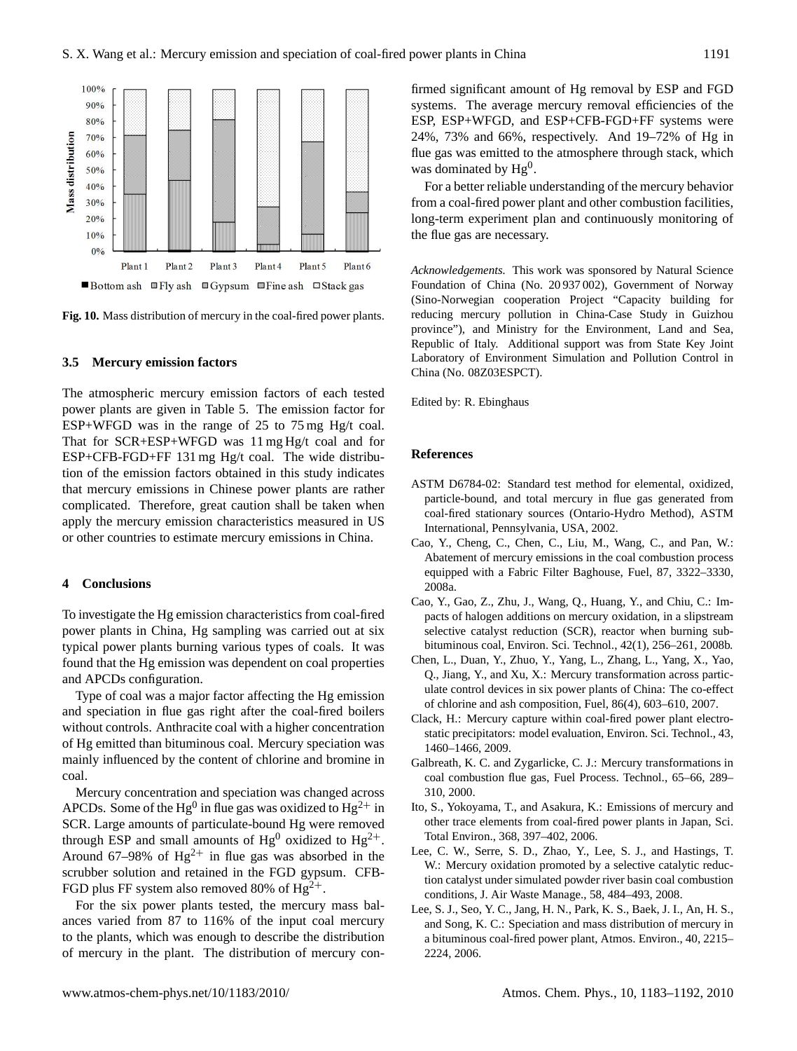Fig. 10. Mass distribution of mercury in the coal-fired power plants.

### 3.5 Mercury emission factors

The atmospheric mercury emission factors of each tested power plants are given in Table 5. The emission factor for ESP+WFGD was in the range of 25 to 75 mg Hg/t coal. That for SCR+ESP+WFGD was 11 mg Hg/t coal and for ESP+CFB-FGD+FF 131 mg Hg/t coal. The wide distribution of the emission factors obtained in this study indicates that mercury emissions in Chinese power plants are rather complicated. Therefore, great caution shall be taken when apply the mercury emission characteristics measured in US or other countries to estimate mercury emissions in China.

## 4 Conclusions

To investigate the Hg emission characteristics from coal-fired power plants in China, Hg sampling was carried out at six typical power plants burning various types of coals. It was found that the Hg emission was dependent on coal properties and APCDs configuration.

Type of coal was a major factor affecting the Hg emission and speciation in flue gas right after the coal-fired boilers without controls. Anthracite coal with a higher concentration of Hg emitted than bituminous coal. Mercury speciation was mainly influenced by the content of chlorine and bromine in coal.

Mercury concentration and speciation was changed across APCDs. Some of the $Hg^0$ in flue gas was oxidized to $Hg^{2+}$ in SCR. Large amounts of particulate-bound Hg were removed through ESP and small amounts of $Hg^0$ oxidized to $Hg^{2+}$. Around 67–98% of $Hg^{2+}$ in flue gas was absorbed in the scrubber solution and retained in the FGD gypsum. CFB-FGD plus FF system also removed 80% of $Hg^{2+}$.

For the six power plants tested, the mercury mass balances varied from 87 to 116% of the input coal mercury to the plants, which was enough to describe the distribution of mercury in the plant. The distribution of mercury confirmed significant amount of Hg removal by ESP and FGD systems. The average mercury removal efficiencies of the ESP, ESP+WFGD, and ESP+CFB-FGD+FF systems were 24%, 73% and 66%, respectively. And 19–72% of Hg in flue gas was emitted to the atmosphere through stack, which was dominated by $Hg^0$.

For a better reliable understanding of the mercury behavior from a coal-fired power plant and other combustion facilities, long-term experiment plan and continuously monitoring of the flue gas are necessary.

*Acknowledgements.* This work was sponsored by Natural Science Foundation of China (No. 20 937 002), Government of Norway (Sino-Norwegian cooperation Project "Capacity building for reducing mercury pollution in China-Case Study in Guizhou province"), and Ministry for the Environment, Land and Sea, Republic of Italy. Additional support was from State Key Joint Laboratory of Environment Simulation and Pollution Control in China (No. 08Z03ESPCT).

Edited by: R. Ebinghaus

## References

ASTM D6784-02: Standard test method for elemental, oxidized, particle-bound, and total mercury in flue gas generated from coal-fired stationary sources (Ontario-Hydro Method), ASTM International, Pennsylvania, USA, 2002.

Cao, Y., Cheng, C., Chen, C., Liu, M., Wang, C., and Pan, W.: Abatement of mercury emissions in the coal combustion process equipped with a Fabric Filter Baghouse, Fuel, 87, 3322–3330, 2008a.

Cao, Y., Gao, Z., Zhu, J., Wang, Q., Huang, Y., and Chiu, C.: Impacts of halogen additions on mercury oxidation, in a slipstream selective catalyst reduction (SCR), reactor when burning sub-bituminous coal, Environ. Sci. Technol., 42(1), 256–261, 2008b.

Chen, L., Duan, Y., Zhuo, Y., Yang, L., Zhang, L., Yang, X., Yao, Q., Jiang, Y., and Xu, X.: Mercury transformation across particulate control devices in six power plants of China: The co-effect of chlorine and ash composition, Fuel, 86(4), 603–610, 2007.

Clack, H.: Mercury capture within coal-fired power plant electrostatic precipitators: model evaluation, Environ. Sci. Technol., 43, 1460–1466, 2009.

Galbreath, K. C. and Zygarlicke, C. J.: Mercury transformations in coal combustion flue gas, Fuel Process. Technol., 65–66, 289–310, 2000.

Ito, S., Yokoyama, T., and Asakura, K.: Emissions of mercury and other trace elements from coal-fired power plants in Japan, Sci. Total Environ., 368, 397–402, 2006.

Lee, C. W., Serre, S. D., Zhao, Y., Lee, S. J., and Hastings, T. W.: Mercury oxidation promoted by a selective catalytic reduction catalyst under simulated powder river basin coal combustion conditions, J. Air Waste Manage., 58, 484–493, 2008.

Lee, S. J., Seo, Y. C., Jang, H. N., Park, K. S., Baek, J. I., An, H. S., and Song, K. C.: Speciation and mass distribution of mercury in a bituminous coal-fired power plant, Atmos. Environ., 40, 2215–2224, 2006.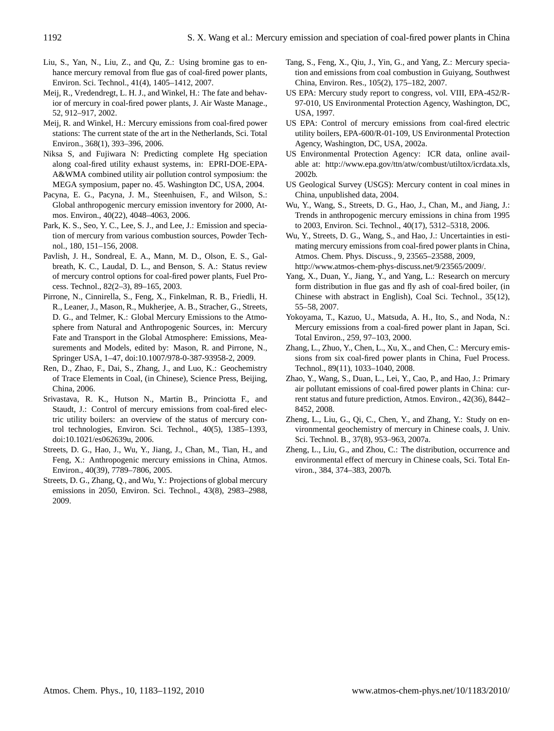Liu, S., Yan, N., Liu, Z., and Qu, Z.: Using bromine gas to enhance mercury removal from flue gas of coal-fired power plants, Environ. Sci. Technol., 41(4), 1405–1412, 2007.

Meij, R., Vredendregt, L. H. J., and Winkel, H.: The fate and behavior of mercury in coal-fired power plants, J. Air Waste Manage., 52, 912–917, 2002.

Meij, R. and Winkel, H.: Mercury emissions from coal-fired power stations: The current state of the art in the Netherlands, Sci. Total Environ., 368(1), 393–396, 2006.

Niksa S, and Fujiwara N: Predicting complete Hg speciation along coal-fired utility exhaust systems, in: EPRI-DOE-EPA-A&WMA combined utility air pollution control symposium: the MEGA symposium, paper no. 45. Washington DC, USA, 2004.

Pacyna, E. G., Pacyna, J. M., Steenhuisen, F., and Wilson, S.: Global anthropogenic mercury emission inventory for 2000, Atmos. Environ., 40(22), 4048–4063, 2006.

Park, K. S., Seo, Y. C., Lee, S. J., and Lee, J.: Emission and speciation of mercury from various combustion sources, Powder Technol., 180, 151–156, 2008.

Pavlish, J. H., Sondreal, E. A., Mann, M. D., Olson, E. S., Galbreath, K. C., Laudal, D. L., and Benson, S. A.: Status review of mercury control options for coal-fired power plants, Fuel Process. Technol., 82(2–3), 89–165, 2003.

Pirrone, N., Cinnirella, S., Feng, X., Finkelman, R. B., Friedli, H. R., Leaner, J., Mason, R., Mukherjee, A. B., Stracher, G., Streets, D. G., and Telmer, K.: Global Mercury Emissions to the Atmosphere from Natural and Anthropogenic Sources, in: Mercury Fate and Transport in the Global Atmosphere: Emissions, Measurements and Models, edited by: Mason, R. and Pirrone, N., Springer USA, 1–47, doi:10.1007/978-0-387-93958-2, 2009.

Ren, D., Zhao, F., Dai, S., Zhang, J., and Luo, K.: Geochemistry of Trace Elements in Coal, (in Chinese), Science Press, Beijing, China, 2006.

Srivastava, R. K., Hutson N., Martin B., Princiotta F., and Staudt, J.: Control of mercury emissions from coal-fired electric utility boilers: an overview of the status of mercury control technologies, Environ. Sci. Technol., 40(5), 1385–1393, doi:10.1021/es062639u, 2006.

Streets, D. G., Hao, J., Wu, Y., Jiang, J., Chan, M., Tian, H., and Feng, X.: Anthropogenic mercury emissions in China, Atmos. Environ., 40(39), 7789–7806, 2005.

Streets, D. G., Zhang, Q., and Wu, Y.: Projections of global mercury emissions in 2050, Environ. Sci. Technol., 43(8), 2983–2988, 2009.

Tang, S., Feng, X., Qiu, J., Yin, G., and Yang, Z.: Mercury speciation and emissions from coal combustion in Guiyang, Southwest China, Environ. Res., 105(2), 175–182, 2007.

US EPA: Mercury study report to congress, vol. VIII, EPA-452/R-97-010, US Environmental Protection Agency, Washington, DC, USA, 1997.

US EPA: Control of mercury emissions from coal-fired electric utility boilers, EPA-600/R-01-109, US Environmental Protection Agency, Washington, DC, USA, 2002a.

US Environmental Protection Agency: ICR data, online available at: http://www.epa.gov/ttn/atw/combust/utiltox/icrdata.xls, 2002b.

US Geological Survey (USGS): Mercury content in coal mines in China, unpublished data, 2004.

Wu, Y., Wang, S., Streets, D. G., Hao, J., Chan, M., and Jiang, J.: Trends in anthropogenic mercury emissions in china from 1995 to 2003, Environ. Sci. Technol., 40(17), 5312–5318, 2006.

Wu, Y., Streets, D. G., Wang, S., and Hao, J.: Uncertainties in estimating mercury emissions from coal-fired power plants in China, Atmos. Chem. Phys. Discuss., 9, 23565–23588, 2009, http://www.atmos-chem-phys-discuss.net/9/23565/2009/.

Yang, X., Duan, Y., Jiang, Y., and Yang, L.: Research on mercury form distribution in flue gas and fly ash of coal-fired boiler, (in Chinese with abstract in English), Coal Sci. Technol., 35(12), 55–58, 2007.

Yokoyama, T., Kazuo, U., Matsuda, A. H., Ito, S., and Noda, N.: Mercury emissions from a coal-fired power plant in Japan, Sci. Total Environ., 259, 97–103, 2000.

Zhang, L., Zhuo, Y., Chen, L., Xu, X., and Chen, C.: Mercury emissions from six coal-fired power plants in China, Fuel Process. Technol., 89(11), 1033–1040, 2008.

Zhao, Y., Wang, S., Duan, L., Lei, Y., Cao, P., and Hao, J.: Primary air pollutant emissions of coal-fired power plants in China: current status and future prediction, Atmos. Environ., 42(36), 8442–8452, 2008.

Zheng, L., Liu, G., Qi, C., Chen, Y., and Zhang, Y.: Study on environmental geochemistry of mercury in Chinese coals, J. Univ. Sci. Technol. B., 37(8), 953–963, 2007a.

Zheng, L., Liu, G., and Zhou, C.: The distribution, occurrence and environmental effect of mercury in Chinese coals, Sci. Total Environ., 384, 374–383, 2007b.